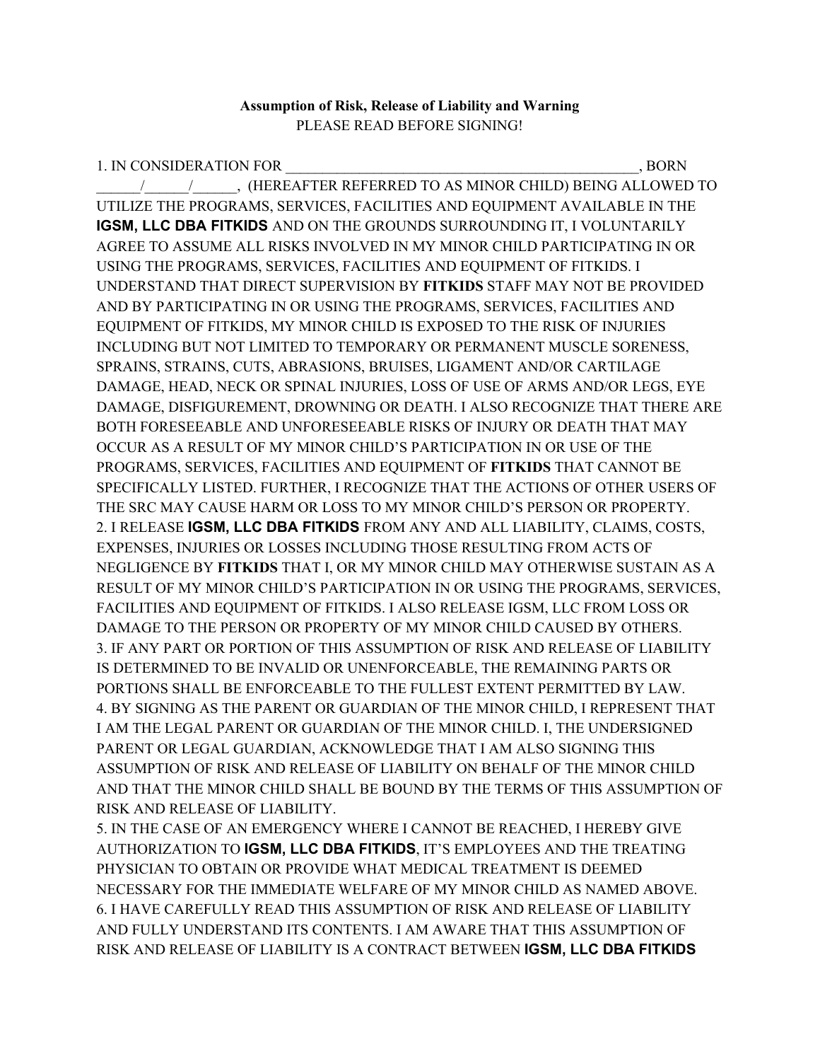**Assumption of Risk, Release of Liability and Warning**

PLEASE READ BEFORE SIGNING!

1. IN CONSIDERATION FOR __________________________________________________, BORN ______/______/______, (HEREAFTER REFERRED TO AS MINOR CHILD) BEING ALLOWED TO UTILIZE THE PROGRAMS, SERVICES, FACILITIES AND EQUIPMENT AVAILABLE IN THE **IGSM, LLC DBA FITKIDS** AND ON THE GROUNDS SURROUNDING IT, I VOLUNTARILY AGREE TO ASSUME ALL RISKS INVOLVED IN MY MINOR CHILD PARTICIPATING IN OR USING THE PROGRAMS, SERVICES, FACILITIES AND EQUIPMENT OF FITKIDS. I UNDERSTAND THAT DIRECT SUPERVISION BY **FITKIDS** STAFF MAY NOT BE PROVIDED AND BY PARTICIPATING IN OR USING THE PROGRAMS, SERVICES, FACILITIES AND EQUIPMENT OF FITKIDS, MY MINOR CHILD IS EXPOSED TO THE RISK OF INJURIES INCLUDING BUT NOT LIMITED TO TEMPORARY OR PERMANENT MUSCLE SORENESS, SPRAINS, STRAINS, CUTS, ABRASIONS, BRUISES, LIGAMENT AND/OR CARTILAGE DAMAGE, HEAD, NECK OR SPINAL INJURIES, LOSS OF USE OF ARMS AND/OR LEGS, EYE DAMAGE, DISFIGUREMENT, DROWNING OR DEATH. I ALSO RECOGNIZE THAT THERE ARE BOTH FORESEEABLE AND UNFORESEEABLE RISKS OF INJURY OR DEATH THAT MAY OCCUR AS A RESULT OF MY MINOR CHILD'S PARTICIPATION IN OR USE OF THE PROGRAMS, SERVICES, FACILITIES AND EQUIPMENT OF **FITKIDS** THAT CANNOT BE SPECIFICALLY LISTED. FURTHER, I RECOGNIZE THAT THE ACTIONS OF OTHER USERS OF THE SRC MAY CAUSE HARM OR LOSS TO MY MINOR CHILD'S PERSON OR PROPERTY.
2. I RELEASE **IGSM, LLC DBA FITKIDS** FROM ANY AND ALL LIABILITY, CLAIMS, COSTS, EXPENSES, INJURIES OR LOSSES INCLUDING THOSE RESULTING FROM ACTS OF NEGLIGENCE BY **FITKIDS** THAT I, OR MY MINOR CHILD MAY OTHERWISE SUSTAIN AS A RESULT OF MY MINOR CHILD'S PARTICIPATION IN OR USING THE PROGRAMS, SERVICES, FACILITIES AND EQUIPMENT OF FITKIDS. I ALSO RELEASE IGSM, LLC FROM LOSS OR DAMAGE TO THE PERSON OR PROPERTY OF MY MINOR CHILD CAUSED BY OTHERS.
3. IF ANY PART OR PORTION OF THIS ASSUMPTION OF RISK AND RELEASE OF LIABILITY IS DETERMINED TO BE INVALID OR UNENFORCEABLE, THE REMAINING PARTS OR PORTIONS SHALL BE ENFORCEABLE TO THE FULLEST EXTENT PERMITTED BY LAW.
4. BY SIGNING AS THE PARENT OR GUARDIAN OF THE MINOR CHILD, I REPRESENT THAT I AM THE LEGAL PARENT OR GUARDIAN OF THE MINOR CHILD. I, THE UNDERSIGNED PARENT OR LEGAL GUARDIAN, ACKNOWLEDGE THAT I AM ALSO SIGNING THIS ASSUMPTION OF RISK AND RELEASE OF LIABILITY ON BEHALF OF THE MINOR CHILD AND THAT THE MINOR CHILD SHALL BE BOUND BY THE TERMS OF THIS ASSUMPTION OF RISK AND RELEASE OF LIABILITY.
5. IN THE CASE OF AN EMERGENCY WHERE I CANNOT BE REACHED, I HEREBY GIVE AUTHORIZATION TO **IGSM, LLC DBA FITKIDS**, IT'S EMPLOYEES AND THE TREATING PHYSICIAN TO OBTAIN OR PROVIDE WHAT MEDICAL TREATMENT IS DEEMED NECESSARY FOR THE IMMEDIATE WELFARE OF MY MINOR CHILD AS NAMED ABOVE.
6. I HAVE CAREFULLY READ THIS ASSUMPTION OF RISK AND RELEASE OF LIABILITY AND FULLY UNDERSTAND ITS CONTENTS. I AM AWARE THAT THIS ASSUMPTION OF RISK AND RELEASE OF LIABILITY IS A CONTRACT BETWEEN **IGSM, LLC DBA FITKIDS**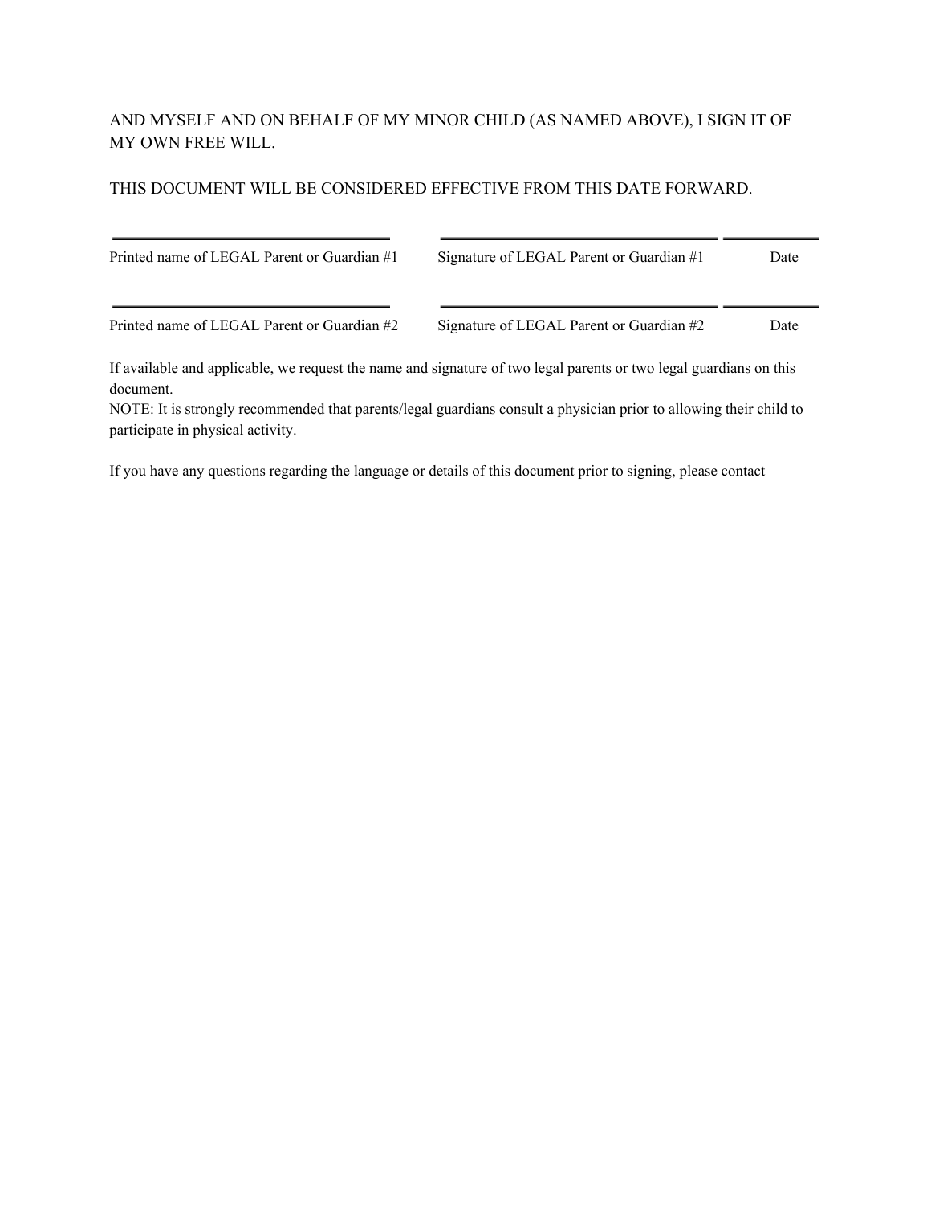AND MYSELF AND ON BEHALF OF MY MINOR CHILD (AS NAMED ABOVE), I SIGN IT OF MY OWN FREE WILL.

THIS DOCUMENT WILL BE CONSIDERED EFFECTIVE FROM THIS DATE FORWARD.

| | | |
|---|---|---|
| ______________________________ | ______________________________ | __________ |
| Printed name of LEGAL Parent or Guardian #1 | Signature of LEGAL Parent or Guardian #1 | Date |
| ______________________________ | ______________________________ | __________ |
| Printed name of LEGAL Parent or Guardian #2 | Signature of LEGAL Parent or Guardian #2 | Date |

If available and applicable, we request the name and signature of two legal parents or two legal guardians on this document.
NOTE: It is strongly recommended that parents/legal guardians consult a physician prior to allowing their child to participate in physical activity.

If you have any questions regarding the language or details of this document prior to signing, please contact